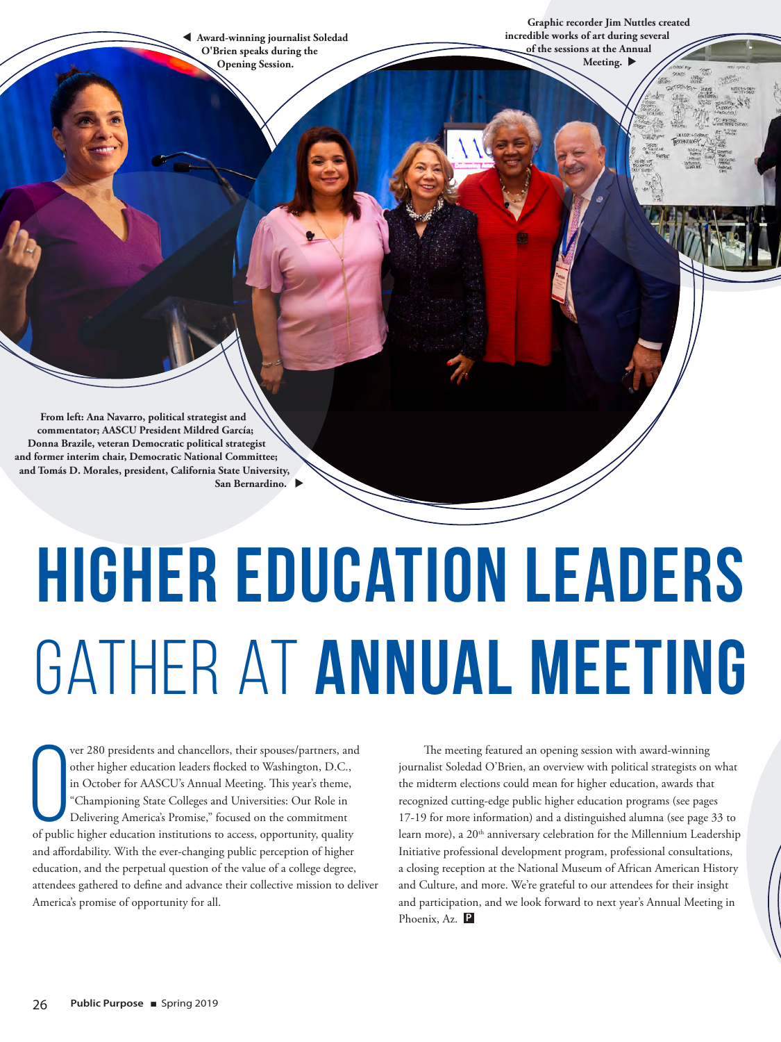◀ Award-winning journalist Soledad O'Brien speaks during the Opening Session.

Graphic recorder Jim Nuttles created incredible works of art during several of the sessions at the Annual Meeting. ▶

From left: Ana Navarro, political strategist and commentator; AASCU President Mildred García; Donna Brazile, veteran Democratic political strategist and former interim chair, Democratic National Committee; and Tomás D. Morales, president, California State University, San Bernardino. ▶

# HIGHER EDUCATION LEADERS GATHER AT ANNUAL MEETING

Over 280 presidents and chancellors, their spouses/partners, and other higher education leaders flocked to Washington, D.C., in October for AASCU's Annual Meeting. This year's theme, "Championing State Colleges and Universities: Our Role in Delivering America's Promise," focused on the commitment of public higher education institutions to access, opportunity, quality and affordability. With the ever-changing public perception of higher education, and the perpetual question of the value of a college degree, attendees gathered to define and advance their collective mission to deliver America's promise of opportunity for all.

The meeting featured an opening session with award-winning journalist Soledad O'Brien, an overview with political strategists on what the midterm elections could mean for higher education, awards that recognized cutting-edge public higher education programs (see pages 17-19 for more information) and a distinguished alumna (see page 33 to learn more), a 20th anniversary celebration for the Millennium Leadership Initiative professional development program, professional consultations, a closing reception at the National Museum of African American History and Culture, and more. We're grateful to our attendees for their insight and participation, and we look forward to next year's Annual Meeting in Phoenix, Az.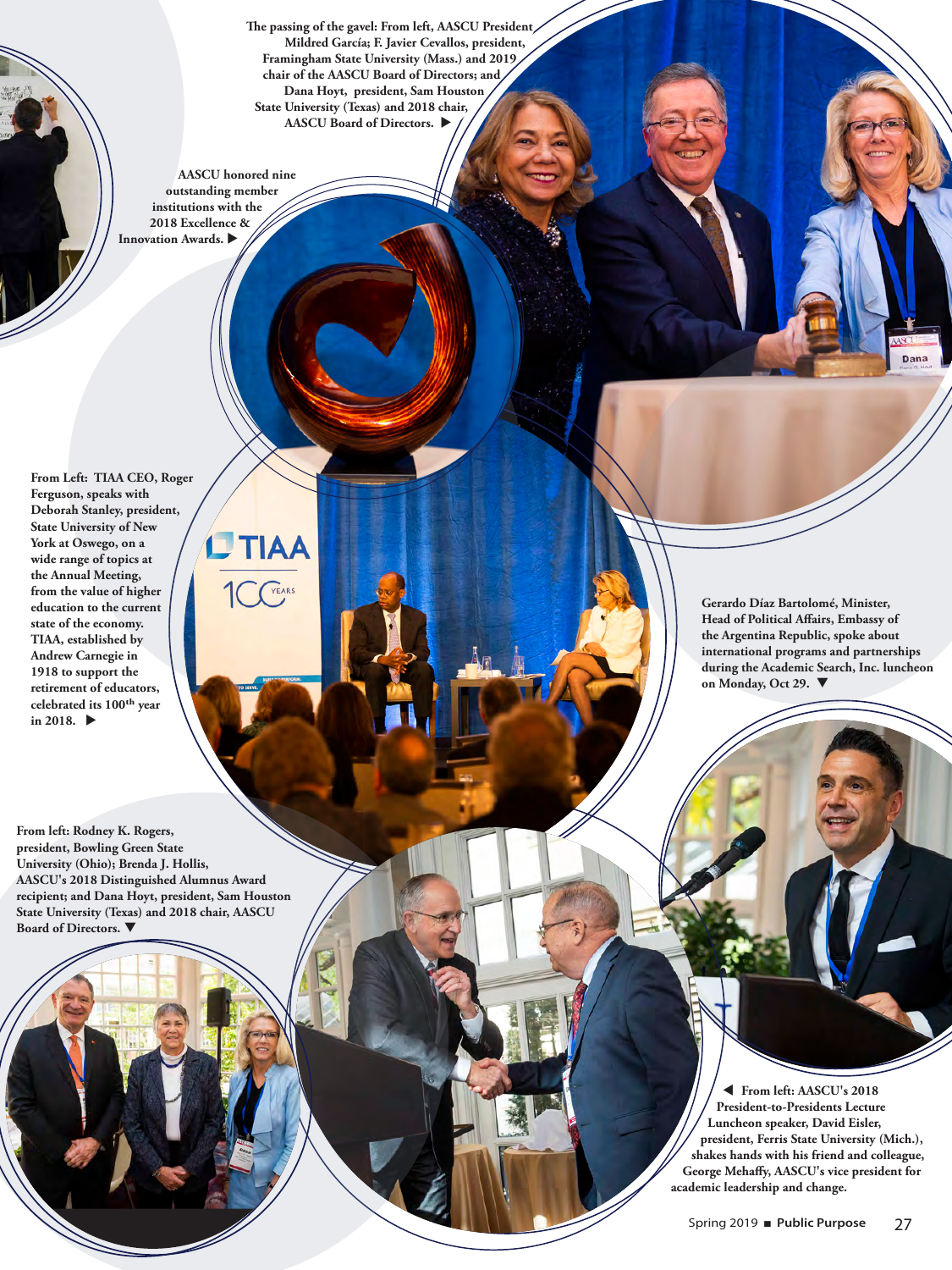The passing of the gavel: From left, AASCU President Mildred García; F. Javier Cevallos, president, Framingham State University (Mass.) and 2019 chair of the AASCU Board of Directors; and Dana Hoyt, president, Sam Houston State University (Texas) and 2018 chair, AASCU Board of Directors. ▶

AASCU honored nine outstanding member institutions with the 2018 Excellence & Innovation Awards. ▶

From Left: TIAA CEO, Roger Ferguson, speaks with Deborah Stanley, president, State University of New York at Oswego, on a wide range of topics at the Annual Meeting, from the value of higher education to the current state of the economy. TIAA, established by Andrew Carnegie in 1918 to support the retirement of educators, celebrated its 100th year in 2018. ▶

Gerardo Díaz Bartolomé, Minister, Head of Political Affairs, Embassy of the Argentina Republic, spoke about international programs and partnerships during the Academic Search, Inc. luncheon on Monday, Oct 29. ▼

From left: Rodney K. Rogers, president, Bowling Green State University (Ohio); Brenda J. Hollis, AASCU's 2018 Distinguished Alumnus Award recipient; and Dana Hoyt, president, Sam Houston State University (Texas) and 2018 chair, AASCU Board of Directors. ▼

◀ From left: AASCU's 2018 President-to-Presidents Lecture Luncheon speaker, David Eisler, president, Ferris State University (Mich.), shakes hands with his friend and colleague, George Mehaffy, AASCU's vice president for academic leadership and change.